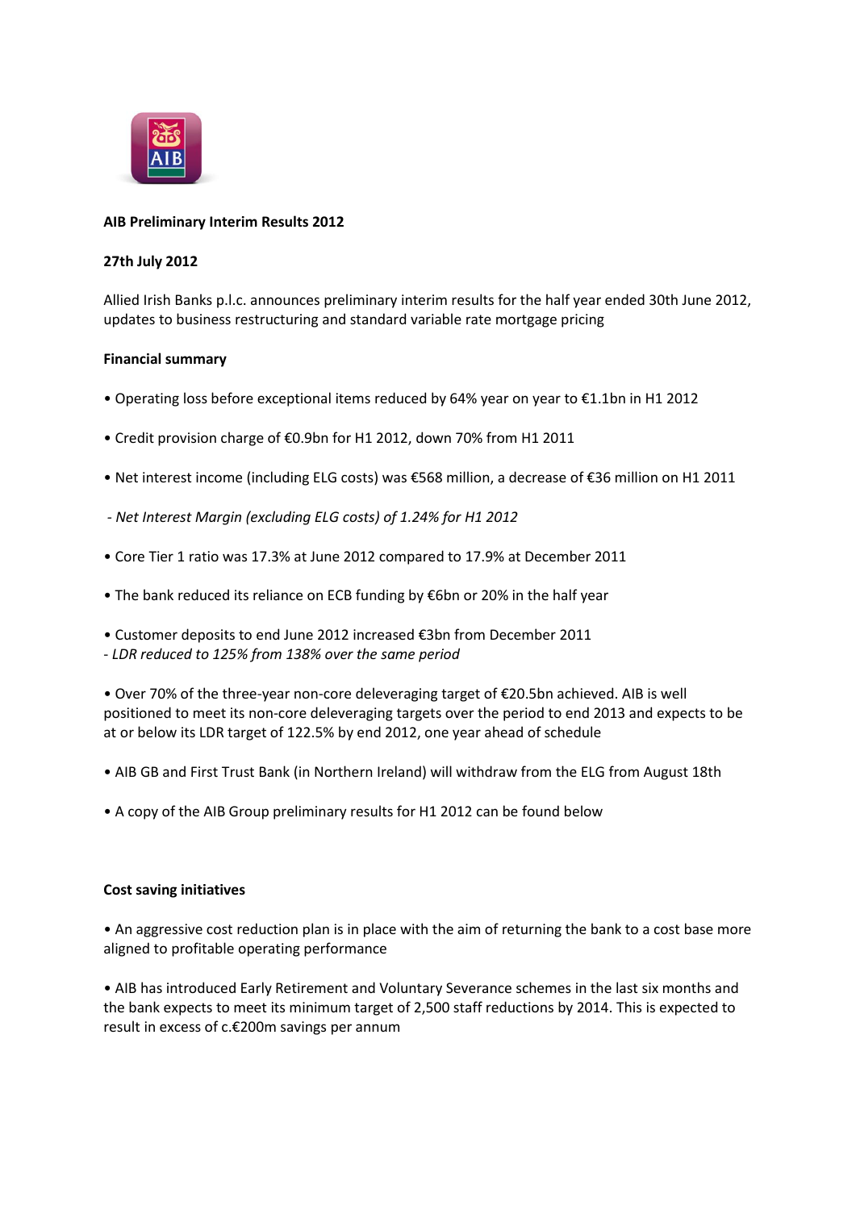**AIB Preliminary Interim Results 2012**

**27th July 2012**

Allied Irish Banks p.l.c. announces preliminary interim results for the half year ended 30th June 2012, updates to business restructuring and standard variable rate mortgage pricing

**Financial summary**

• Operating loss before exceptional items reduced by 64% year on year to €1.1bn in H1 2012

• Credit provision charge of €0.9bn for H1 2012, down 70% from H1 2011

• Net interest income (including ELG costs) was €568 million, a decrease of €36 million on H1 2011

- *Net Interest Margin (excluding ELG costs) of 1.24% for H1 2012*

• Core Tier 1 ratio was 17.3% at June 2012 compared to 17.9% at December 2011

• The bank reduced its reliance on ECB funding by €6bn or 20% in the half year

• Customer deposits to end June 2012 increased €3bn from December 2011

- *LDR reduced to 125% from 138% over the same period*

• Over 70% of the three-year non-core deleveraging target of €20.5bn achieved. AIB is well positioned to meet its non-core deleveraging targets over the period to end 2013 and expects to be at or below its LDR target of 122.5% by end 2012, one year ahead of schedule

• AIB GB and First Trust Bank (in Northern Ireland) will withdraw from the ELG from August 18th

• A copy of the AIB Group preliminary results for H1 2012 can be found below

**Cost saving initiatives**

• An aggressive cost reduction plan is in place with the aim of returning the bank to a cost base more aligned to profitable operating performance

• AIB has introduced Early Retirement and Voluntary Severance schemes in the last six months and the bank expects to meet its minimum target of 2,500 staff reductions by 2014. This is expected to result in excess of c.€200m savings per annum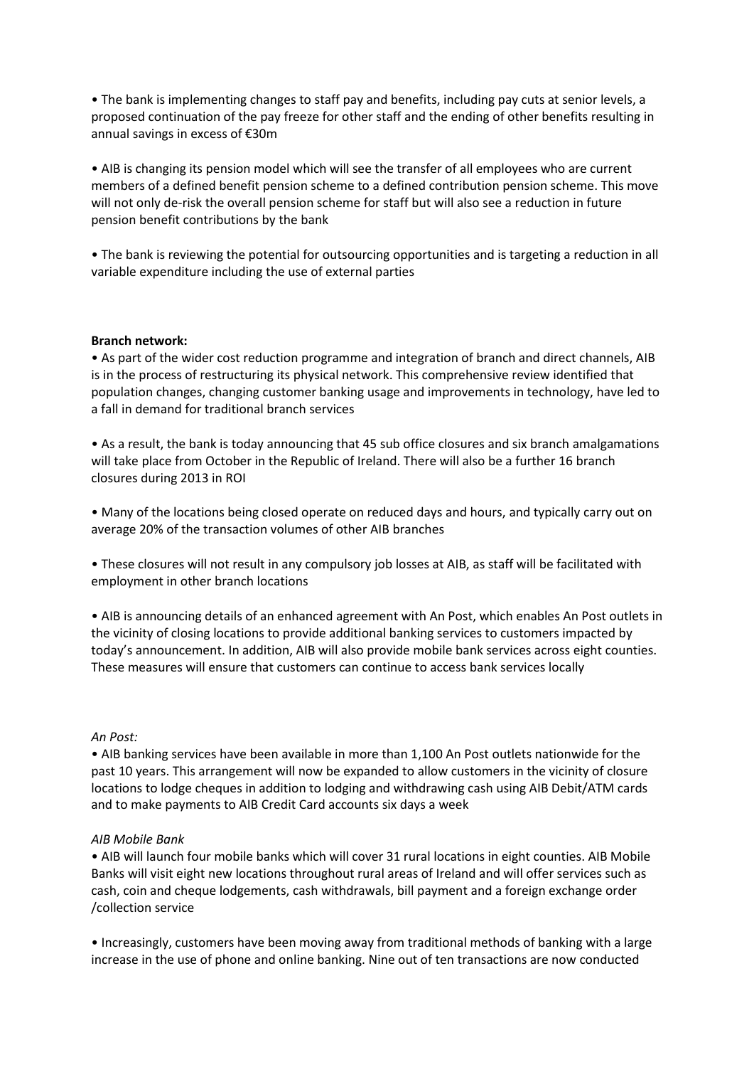- The bank is implementing changes to staff pay and benefits, including pay cuts at senior levels, a proposed continuation of the pay freeze for other staff and the ending of other benefits resulting in annual savings in excess of €30m

- AIB is changing its pension model which will see the transfer of all employees who are current members of a defined benefit pension scheme to a defined contribution pension scheme. This move will not only de-risk the overall pension scheme for staff but will also see a reduction in future pension benefit contributions by the bank

- The bank is reviewing the potential for outsourcing opportunities and is targeting a reduction in all variable expenditure including the use of external parties

**Branch network:**

- As part of the wider cost reduction programme and integration of branch and direct channels, AIB is in the process of restructuring its physical network. This comprehensive review identified that population changes, changing customer banking usage and improvements in technology, have led to a fall in demand for traditional branch services

- As a result, the bank is today announcing that 45 sub office closures and six branch amalgamations will take place from October in the Republic of Ireland. There will also be a further 16 branch closures during 2013 in ROI

- Many of the locations being closed operate on reduced days and hours, and typically carry out on average 20% of the transaction volumes of other AIB branches

- These closures will not result in any compulsory job losses at AIB, as staff will be facilitated with employment in other branch locations

- AIB is announcing details of an enhanced agreement with An Post, which enables An Post outlets in the vicinity of closing locations to provide additional banking services to customers impacted by today's announcement. In addition, AIB will also provide mobile bank services across eight counties. These measures will ensure that customers can continue to access bank services locally

*An Post:*

- AIB banking services have been available in more than 1,100 An Post outlets nationwide for the past 10 years. This arrangement will now be expanded to allow customers in the vicinity of closure locations to lodge cheques in addition to lodging and withdrawing cash using AIB Debit/ATM cards and to make payments to AIB Credit Card accounts six days a week

*AIB Mobile Bank*

- AIB will launch four mobile banks which will cover 31 rural locations in eight counties. AIB Mobile Banks will visit eight new locations throughout rural areas of Ireland and will offer services such as cash, coin and cheque lodgements, cash withdrawals, bill payment and a foreign exchange order /collection service

- Increasingly, customers have been moving away from traditional methods of banking with a large increase in the use of phone and online banking. Nine out of ten transactions are now conducted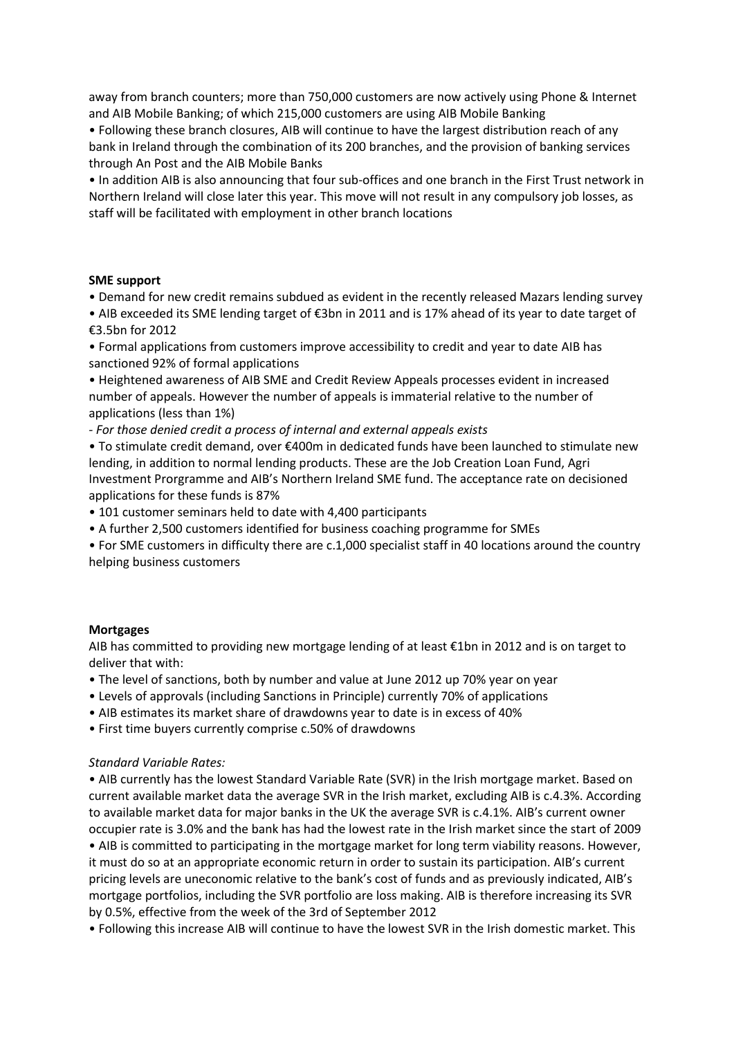away from branch counters; more than 750,000 customers are now actively using Phone & Internet and AIB Mobile Banking; of which 215,000 customers are using AIB Mobile Banking

- Following these branch closures, AIB will continue to have the largest distribution reach of any bank in Ireland through the combination of its 200 branches, and the provision of banking services through An Post and the AIB Mobile Banks
- In addition AIB is also announcing that four sub-offices and one branch in the First Trust network in Northern Ireland will close later this year. This move will not result in any compulsory job losses, as staff will be facilitated with employment in other branch locations

**SME support**

- Demand for new credit remains subdued as evident in the recently released Mazars lending survey
- AIB exceeded its SME lending target of €3bn in 2011 and is 17% ahead of its year to date target of €3.5bn for 2012
- Formal applications from customers improve accessibility to credit and year to date AIB has sanctioned 92% of formal applications
- Heightened awareness of AIB SME and Credit Review Appeals processes evident in increased number of appeals. However the number of appeals is immaterial relative to the number of applications (less than 1%)

*- For those denied credit a process of internal and external appeals exists*

- To stimulate credit demand, over €400m in dedicated funds have been launched to stimulate new lending, in addition to normal lending products. These are the Job Creation Loan Fund, Agri Investment Prorgramme and AIB's Northern Ireland SME fund. The acceptance rate on decisioned applications for these funds is 87%
- 101 customer seminars held to date with 4,400 participants
- A further 2,500 customers identified for business coaching programme for SMEs
- For SME customers in difficulty there are c.1,000 specialist staff in 40 locations around the country helping business customers

**Mortgages**

AIB has committed to providing new mortgage lending of at least €1bn in 2012 and is on target to deliver that with:

- The level of sanctions, both by number and value at June 2012 up 70% year on year
- Levels of approvals (including Sanctions in Principle) currently 70% of applications
- AIB estimates its market share of drawdowns year to date is in excess of 40%
- First time buyers currently comprise c.50% of drawdowns

*Standard Variable Rates:*

- AIB currently has the lowest Standard Variable Rate (SVR) in the Irish mortgage market. Based on current available market data the average SVR in the Irish market, excluding AIB is c.4.3%. According to available market data for major banks in the UK the average SVR is c.4.1%. AIB's current owner occupier rate is 3.0% and the bank has had the lowest rate in the Irish market since the start of 2009
- AIB is committed to participating in the mortgage market for long term viability reasons. However, it must do so at an appropriate economic return in order to sustain its participation. AIB's current pricing levels are uneconomic relative to the bank's cost of funds and as previously indicated, AIB's mortgage portfolios, including the SVR portfolio are loss making. AIB is therefore increasing its SVR by 0.5%, effective from the week of the 3rd of September 2012
- Following this increase AIB will continue to have the lowest SVR in the Irish domestic market. This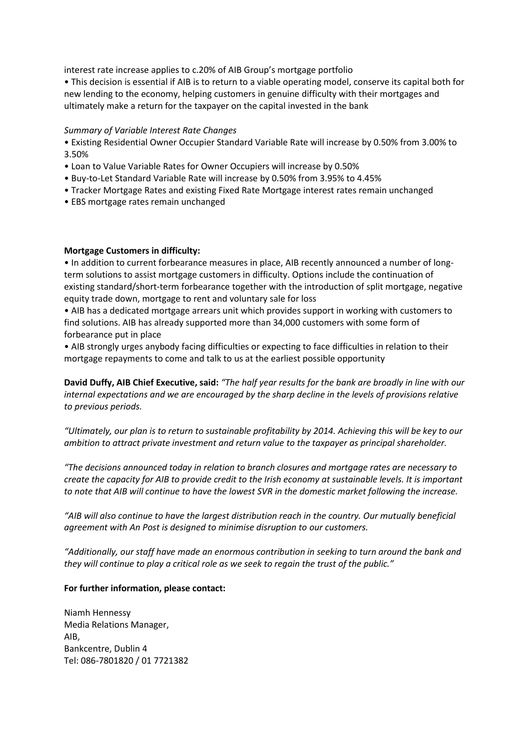interest rate increase applies to c.20% of AIB Group's mortgage portfolio

• This decision is essential if AIB is to return to a viable operating model, conserve its capital both for new lending to the economy, helping customers in genuine difficulty with their mortgages and ultimately make a return for the taxpayer on the capital invested in the bank

*Summary of Variable Interest Rate Changes*

• Existing Residential Owner Occupier Standard Variable Rate will increase by 0.50% from 3.00% to 3.50%
• Loan to Value Variable Rates for Owner Occupiers will increase by 0.50%
• Buy-to-Let Standard Variable Rate will increase by 0.50% from 3.95% to 4.45%
• Tracker Mortgage Rates and existing Fixed Rate Mortgage interest rates remain unchanged
• EBS mortgage rates remain unchanged

**Mortgage Customers in difficulty:**

• In addition to current forbearance measures in place, AIB recently announced a number of long-term solutions to assist mortgage customers in difficulty. Options include the continuation of existing standard/short-term forbearance together with the introduction of split mortgage, negative equity trade down, mortgage to rent and voluntary sale for loss
• AIB has a dedicated mortgage arrears unit which provides support in working with customers to find solutions. AIB has already supported more than 34,000 customers with some form of forbearance put in place
• AIB strongly urges anybody facing difficulties or expecting to face difficulties in relation to their mortgage repayments to come and talk to us at the earliest possible opportunity

**David Duffy, AIB Chief Executive, said:** *"The half year results for the bank are broadly in line with our internal expectations and we are encouraged by the sharp decline in the levels of provisions relative to previous periods.*

*"Ultimately, our plan is to return to sustainable profitability by 2014. Achieving this will be key to our ambition to attract private investment and return value to the taxpayer as principal shareholder.*

*"The decisions announced today in relation to branch closures and mortgage rates are necessary to create the capacity for AIB to provide credit to the Irish economy at sustainable levels. It is important to note that AIB will continue to have the lowest SVR in the domestic market following the increase.*

*"AIB will also continue to have the largest distribution reach in the country. Our mutually beneficial agreement with An Post is designed to minimise disruption to our customers.*

*"Additionally, our staff have made an enormous contribution in seeking to turn around the bank and they will continue to play a critical role as we seek to regain the trust of the public."*

**For further information, please contact:**

Niamh Hennessy
Media Relations Manager,
AIB,
Bankcentre, Dublin 4
Tel: 086-7801820 / 01 7721382